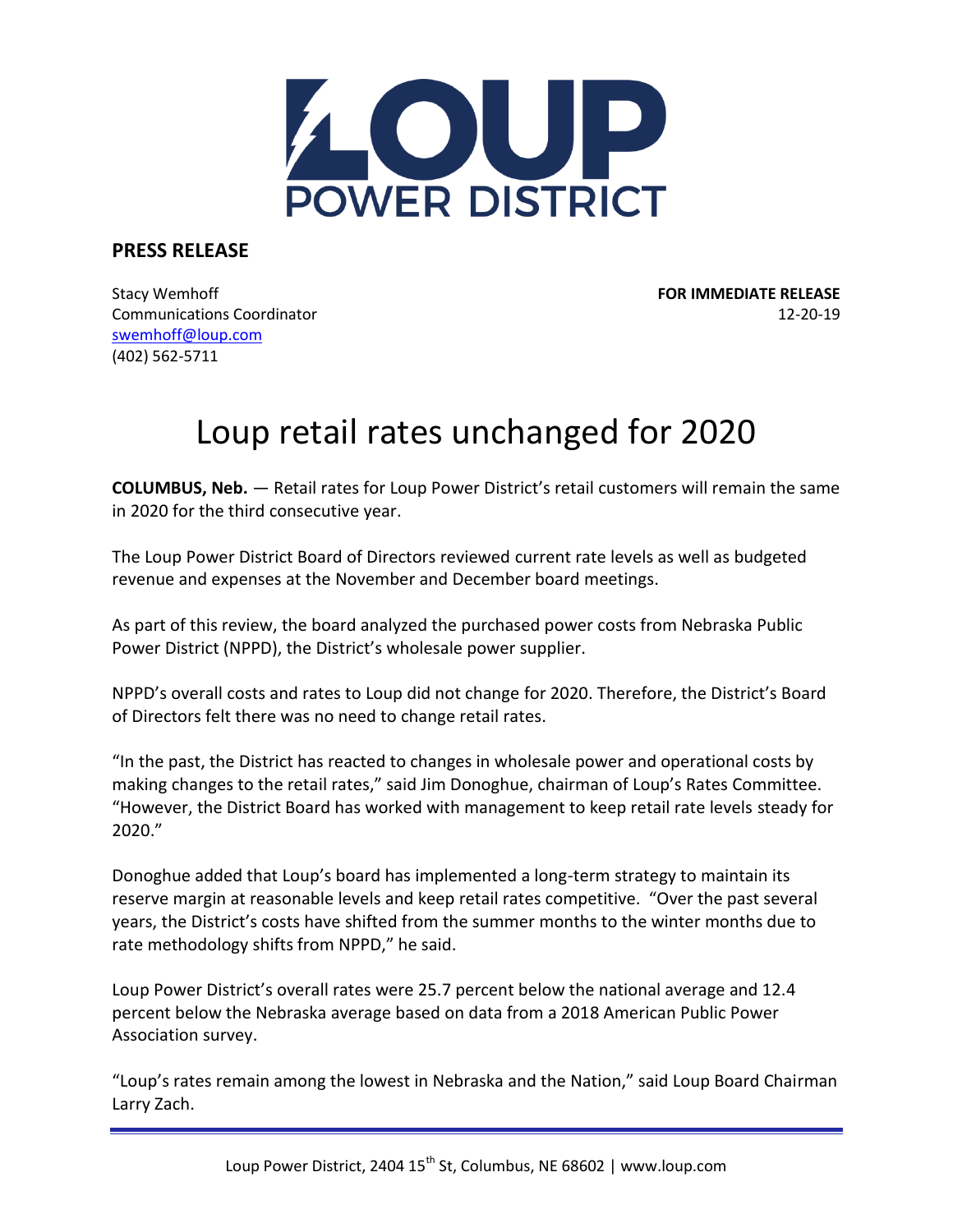LOUP POWER DISTRICT

**PRESS RELEASE**

Stacy Wemhoff
Communications Coordinator
swemhoff@loup.com
(402) 562-5711

**FOR IMMEDIATE RELEASE**
12-20-19

# Loup retail rates unchanged for 2020

**COLUMBUS, Neb.** — Retail rates for Loup Power District's retail customers will remain the same in 2020 for the third consecutive year.

The Loup Power District Board of Directors reviewed current rate levels as well as budgeted revenue and expenses at the November and December board meetings.

As part of this review, the board analyzed the purchased power costs from Nebraska Public Power District (NPPD), the District's wholesale power supplier.

NPPD's overall costs and rates to Loup did not change for 2020. Therefore, the District's Board of Directors felt there was no need to change retail rates.

"In the past, the District has reacted to changes in wholesale power and operational costs by making changes to the retail rates," said Jim Donoghue, chairman of Loup's Rates Committee. "However, the District Board has worked with management to keep retail rate levels steady for 2020."

Donoghue added that Loup's board has implemented a long-term strategy to maintain its reserve margin at reasonable levels and keep retail rates competitive. "Over the past several years, the District's costs have shifted from the summer months to the winter months due to rate methodology shifts from NPPD," he said.

Loup Power District's overall rates were 25.7 percent below the national average and 12.4 percent below the Nebraska average based on data from a 2018 American Public Power Association survey.

"Loup's rates remain among the lowest in Nebraska and the Nation," said Loup Board Chairman Larry Zach.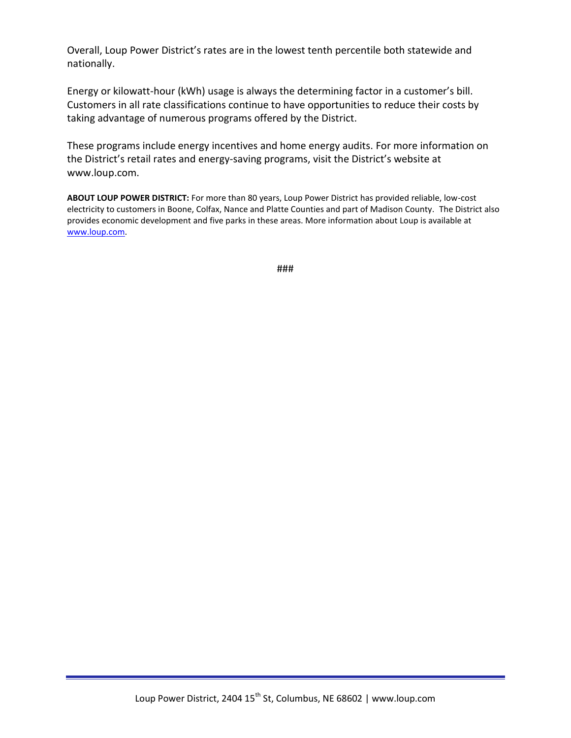Overall, Loup Power District's rates are in the lowest tenth percentile both statewide and nationally.

Energy or kilowatt-hour (kWh) usage is always the determining factor in a customer's bill. Customers in all rate classifications continue to have opportunities to reduce their costs by taking advantage of numerous programs offered by the District.

These programs include energy incentives and home energy audits. For more information on the District's retail rates and energy-saving programs, visit the District's website at www.loup.com.

**ABOUT LOUP POWER DISTRICT:** For more than 80 years, Loup Power District has provided reliable, low-cost electricity to customers in Boone, Colfax, Nance and Platte Counties and part of Madison County. The District also provides economic development and five parks in these areas. More information about Loup is available at [www.loup.com](http://www.loup.com).

###

Loup Power District, 2404 15th St, Columbus, NE 68602 | www.loup.com